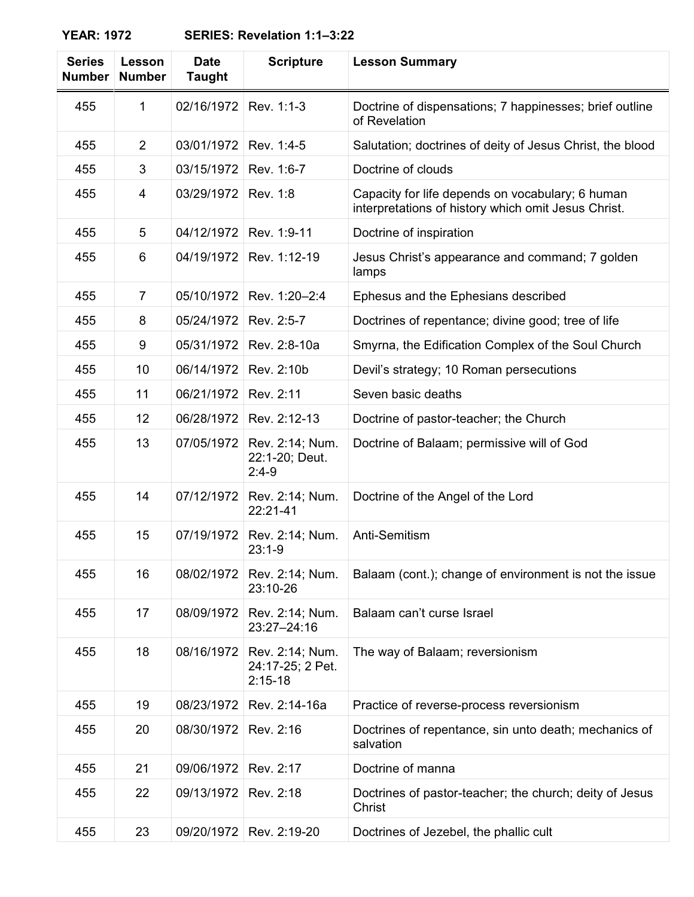**YEAR: 1972 SERIES: Revelation 1:1–3:22**

| Series Number | Lesson Number | Date Taught | Scripture | Lesson Summary |
|---|---|---|---|---|
| 455 | 1 | 02/16/1972 | Rev. 1:1-3 | Doctrine of dispensations; 7 happinesses; brief outline of Revelation |
| 455 | 2 | 03/01/1972 | Rev. 1:4-5 | Salutation; doctrines of deity of Jesus Christ, the blood |
| 455 | 3 | 03/15/1972 | Rev. 1:6-7 | Doctrine of clouds |
| 455 | 4 | 03/29/1972 | Rev. 1:8 | Capacity for life depends on vocabulary; 6 human interpretations of history which omit Jesus Christ. |
| 455 | 5 | 04/12/1972 | Rev. 1:9-11 | Doctrine of inspiration |
| 455 | 6 | 04/19/1972 | Rev. 1:12-19 | Jesus Christ's appearance and command; 7 golden lamps |
| 455 | 7 | 05/10/1972 | Rev. 1:20–2:4 | Ephesus and the Ephesians described |
| 455 | 8 | 05/24/1972 | Rev. 2:5-7 | Doctrines of repentance; divine good; tree of life |
| 455 | 9 | 05/31/1972 | Rev. 2:8-10a | Smyrna, the Edification Complex of the Soul Church |
| 455 | 10 | 06/14/1972 | Rev. 2:10b | Devil's strategy; 10 Roman persecutions |
| 455 | 11 | 06/21/1972 | Rev. 2:11 | Seven basic deaths |
| 455 | 12 | 06/28/1972 | Rev. 2:12-13 | Doctrine of pastor-teacher; the Church |
| 455 | 13 | 07/05/1972 | Rev. 2:14; Num. 22:1-20; Deut. 2:4-9 | Doctrine of Balaam; permissive will of God |
| 455 | 14 | 07/12/1972 | Rev. 2:14; Num. 22:21-41 | Doctrine of the Angel of the Lord |
| 455 | 15 | 07/19/1972 | Rev. 2:14; Num. 23:1-9 | Anti-Semitism |
| 455 | 16 | 08/02/1972 | Rev. 2:14; Num. 23:10-26 | Balaam (cont.); change of environment is not the issue |
| 455 | 17 | 08/09/1972 | Rev. 2:14; Num. 23:27–24:16 | Balaam can't curse Israel |
| 455 | 18 | 08/16/1972 | Rev. 2:14; Num. 24:17-25; 2 Pet. 2:15-18 | The way of Balaam; reversionism |
| 455 | 19 | 08/23/1972 | Rev. 2:14-16a | Practice of reverse-process reversionism |
| 455 | 20 | 08/30/1972 | Rev. 2:16 | Doctrines of repentance, sin unto death; mechanics of salvation |
| 455 | 21 | 09/06/1972 | Rev. 2:17 | Doctrine of manna |
| 455 | 22 | 09/13/1972 | Rev. 2:18 | Doctrines of pastor-teacher; the church; deity of Jesus Christ |
| 455 | 23 | 09/20/1972 | Rev. 2:19-20 | Doctrines of Jezebel, the phallic cult |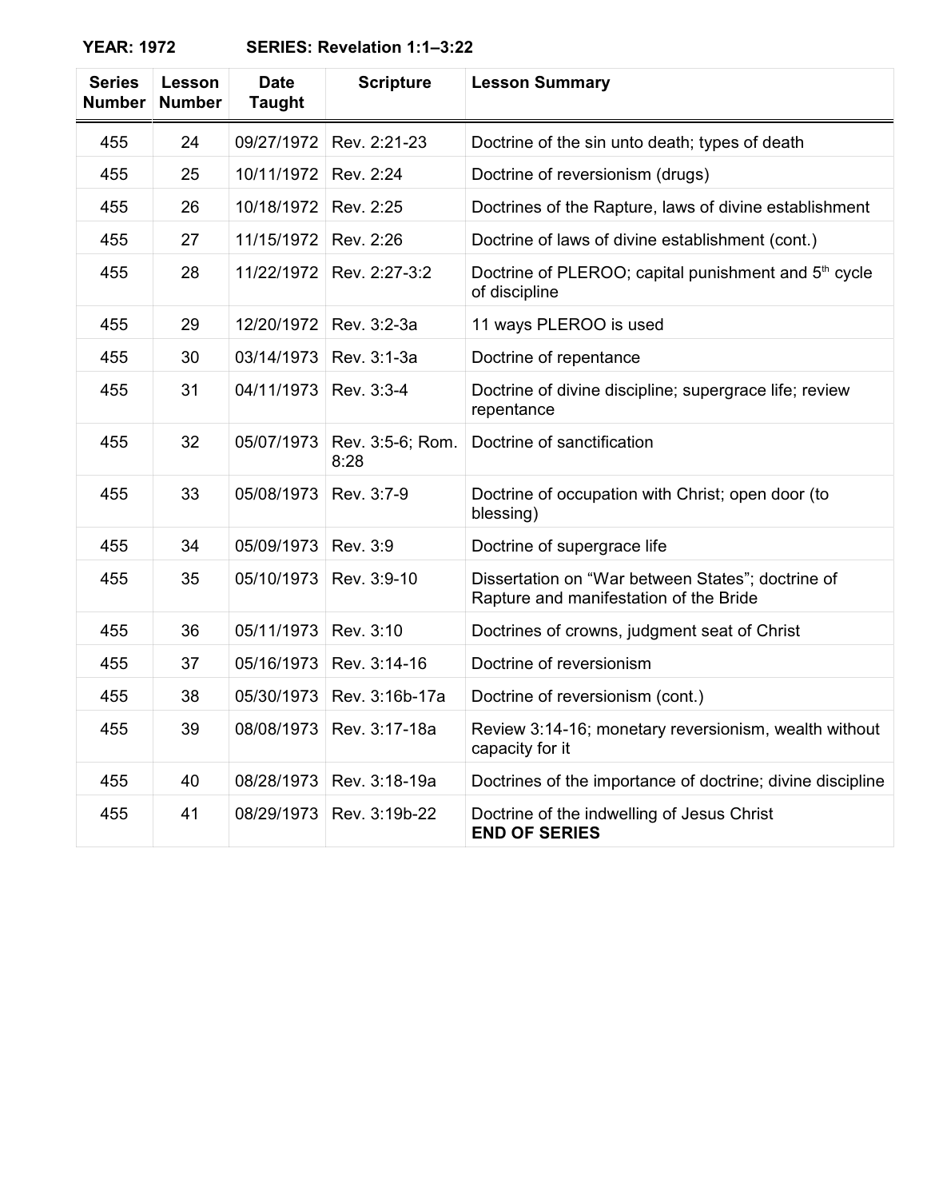**YEAR: 1972 SERIES: Revelation 1:1–3:22**

| Series Number | Lesson Number | Date Taught | Scripture | Lesson Summary |
|---|---|---|---|---|
| 455 | 24 | 09/27/1972 | Rev. 2:21-23 | Doctrine of the sin unto death; types of death |
| 455 | 25 | 10/11/1972 | Rev. 2:24 | Doctrine of reversionism (drugs) |
| 455 | 26 | 10/18/1972 | Rev. 2:25 | Doctrines of the Rapture, laws of divine establishment |
| 455 | 27 | 11/15/1972 | Rev. 2:26 | Doctrine of laws of divine establishment (cont.) |
| 455 | 28 | 11/22/1972 | Rev. 2:27-3:2 | Doctrine of PLEROO; capital punishment and 5th cycle of discipline |
| 455 | 29 | 12/20/1972 | Rev. 3:2-3a | 11 ways PLEROO is used |
| 455 | 30 | 03/14/1973 | Rev. 3:1-3a | Doctrine of repentance |
| 455 | 31 | 04/11/1973 | Rev. 3:3-4 | Doctrine of divine discipline; supergrace life; review repentance |
| 455 | 32 | 05/07/1973 | Rev. 3:5-6; Rom. 8:28 | Doctrine of sanctification |
| 455 | 33 | 05/08/1973 | Rev. 3:7-9 | Doctrine of occupation with Christ; open door (to blessing) |
| 455 | 34 | 05/09/1973 | Rev. 3:9 | Doctrine of supergrace life |
| 455 | 35 | 05/10/1973 | Rev. 3:9-10 | Dissertation on "War between States"; doctrine of Rapture and manifestation of the Bride |
| 455 | 36 | 05/11/1973 | Rev. 3:10 | Doctrines of crowns, judgment seat of Christ |
| 455 | 37 | 05/16/1973 | Rev. 3:14-16 | Doctrine of reversionism |
| 455 | 38 | 05/30/1973 | Rev. 3:16b-17a | Doctrine of reversionism (cont.) |
| 455 | 39 | 08/08/1973 | Rev. 3:17-18a | Review 3:14-16; monetary reversionism, wealth without capacity for it |
| 455 | 40 | 08/28/1973 | Rev. 3:18-19a | Doctrines of the importance of doctrine; divine discipline |
| 455 | 41 | 08/29/1973 | Rev. 3:19b-22 | Doctrine of the indwelling of Jesus Christ **END OF SERIES** |